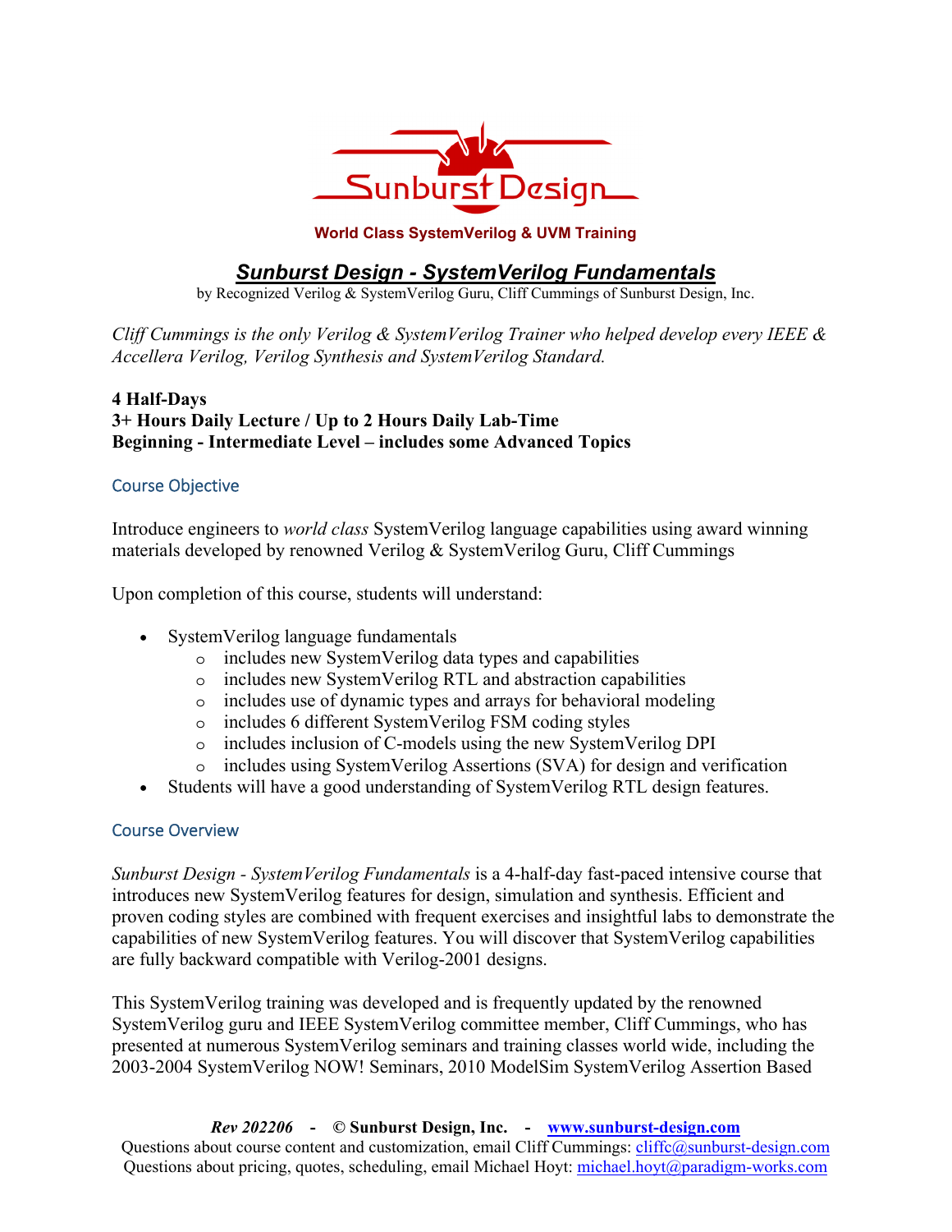World Class SystemVerilog & UVM Training

# *Sunburst Design - SystemVerilog Fundamentals*

by Recognized Verilog & SystemVerilog Guru, Cliff Cummings of Sunburst Design, Inc.

*Cliff Cummings is the only Verilog & SystemVerilog Trainer who helped develop every IEEE & Accellera Verilog, Verilog Synthesis and SystemVerilog Standard.*

**4 Half-Days**
**3+ Hours Daily Lecture / Up to 2 Hours Daily Lab-Time**
**Beginning - Intermediate Level – includes some Advanced Topics**

## Course Objective

Introduce engineers to *world class* SystemVerilog language capabilities using award winning materials developed by renowned Verilog & SystemVerilog Guru, Cliff Cummings

Upon completion of this course, students will understand:

- SystemVerilog language fundamentals
  - includes new SystemVerilog data types and capabilities
  - includes new SystemVerilog RTL and abstraction capabilities
  - includes use of dynamic types and arrays for behavioral modeling
  - includes 6 different SystemVerilog FSM coding styles
  - includes inclusion of C-models using the new SystemVerilog DPI
  - includes using SystemVerilog Assertions (SVA) for design and verification
- Students will have a good understanding of SystemVerilog RTL design features.

## Course Overview

*Sunburst Design - SystemVerilog Fundamentals* is a 4-half-day fast-paced intensive course that introduces new SystemVerilog features for design, simulation and synthesis. Efficient and proven coding styles are combined with frequent exercises and insightful labs to demonstrate the capabilities of new SystemVerilog features. You will discover that SystemVerilog capabilities are fully backward compatible with Verilog-2001 designs.

This SystemVerilog training was developed and is frequently updated by the renowned SystemVerilog guru and IEEE SystemVerilog committee member, Cliff Cummings, who has presented at numerous SystemVerilog seminars and training classes world wide, including the 2003-2004 SystemVerilog NOW! Seminars, 2010 ModelSim SystemVerilog Assertion Based

***Rev 202206* - © Sunburst Design, Inc. - [www.sunburst-design.com](www.sunburst-design.com)**
Questions about course content and customization, email Cliff Cummings: cliffc@sunburst-design.com
Questions about pricing, quotes, scheduling, email Michael Hoyt: michael.hoyt@paradigm-works.com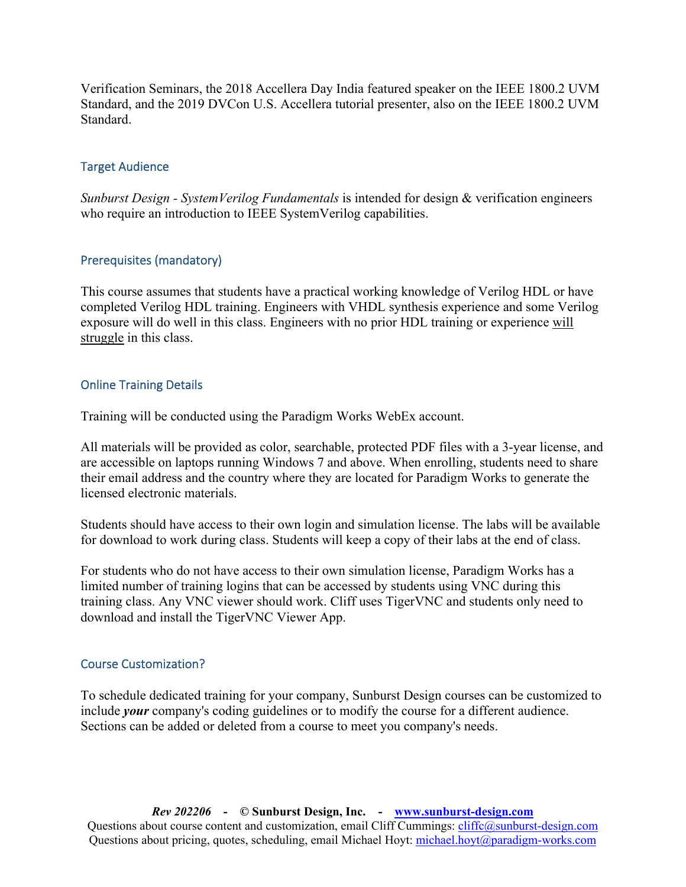Verification Seminars, the 2018 Accellera Day India featured speaker on the IEEE 1800.2 UVM Standard, and the 2019 DVCon U.S. Accellera tutorial presenter, also on the IEEE 1800.2 UVM Standard.

## Target Audience

*Sunburst Design - SystemVerilog Fundamentals* is intended for design & verification engineers who require an introduction to IEEE SystemVerilog capabilities.

## Prerequisites (mandatory)

This course assumes that students have a practical working knowledge of Verilog HDL or have completed Verilog HDL training. Engineers with VHDL synthesis experience and some Verilog exposure will do well in this class. Engineers with no prior HDL training or experience <u>will struggle</u> in this class.

## Online Training Details

Training will be conducted using the Paradigm Works WebEx account.

All materials will be provided as color, searchable, protected PDF files with a 3-year license, and are accessible on laptops running Windows 7 and above. When enrolling, students need to share their email address and the country where they are located for Paradigm Works to generate the licensed electronic materials.

Students should have access to their own login and simulation license. The labs will be available for download to work during class. Students will keep a copy of their labs at the end of class.

For students who do not have access to their own simulation license, Paradigm Works has a limited number of training logins that can be accessed by students using VNC during this training class. Any VNC viewer should work. Cliff uses TigerVNC and students only need to download and install the TigerVNC Viewer App.

## Course Customization?

To schedule dedicated training for your company, Sunburst Design courses can be customized to include ***your*** company's coding guidelines or to modify the course for a different audience. Sections can be added or deleted from a course to meet you company's needs.

***Rev 202206*** **- © Sunburst Design, Inc. - [www.sunburst-design.com](http://www.sunburst-design.com)**
Questions about course content and customization, email Cliff Cummings: [cliffc@sunburst-design.com](mailto:cliffc@sunburst-design.com)
Questions about pricing, quotes, scheduling, email Michael Hoyt: [michael.hoyt@paradigm-works.com](mailto:michael.hoyt@paradigm-works.com)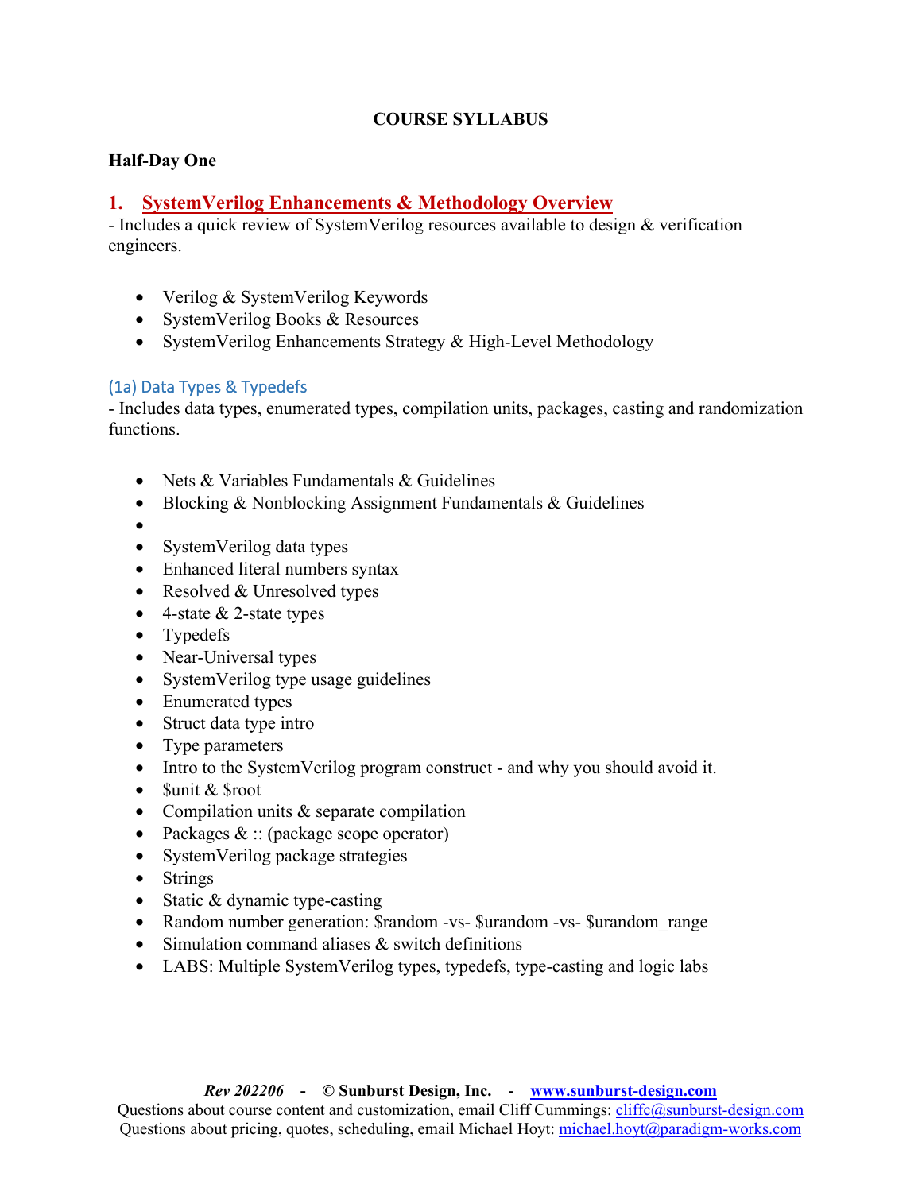# COURSE SYLLABUS

## Half-Day One

### 1. SystemVerilog Enhancements & Methodology Overview

- Includes a quick review of SystemVerilog resources available to design & verification engineers.

- Verilog & SystemVerilog Keywords
- SystemVerilog Books & Resources
- SystemVerilog Enhancements Strategy & High-Level Methodology

#### (1a) Data Types & Typedefs

- Includes data types, enumerated types, compilation units, packages, casting and randomization functions.

- Nets & Variables Fundamentals & Guidelines
- Blocking & Nonblocking Assignment Fundamentals & Guidelines
- 
- SystemVerilog data types
- Enhanced literal numbers syntax
- Resolved & Unresolved types
- 4-state & 2-state types
- Typedefs
- Near-Universal types
- SystemVerilog type usage guidelines
- Enumerated types
- Struct data type intro
- Type parameters
- Intro to the SystemVerilog program construct - and why you should avoid it.
- $unit & $root
- Compilation units & separate compilation
- Packages & :: (package scope operator)
- SystemVerilog package strategies
- Strings
- Static & dynamic type-casting
- Random number generation: $random -vs- $urandom -vs- $urandom_range
- Simulation command aliases & switch definitions
- LABS: Multiple SystemVerilog types, typedefs, type-casting and logic labs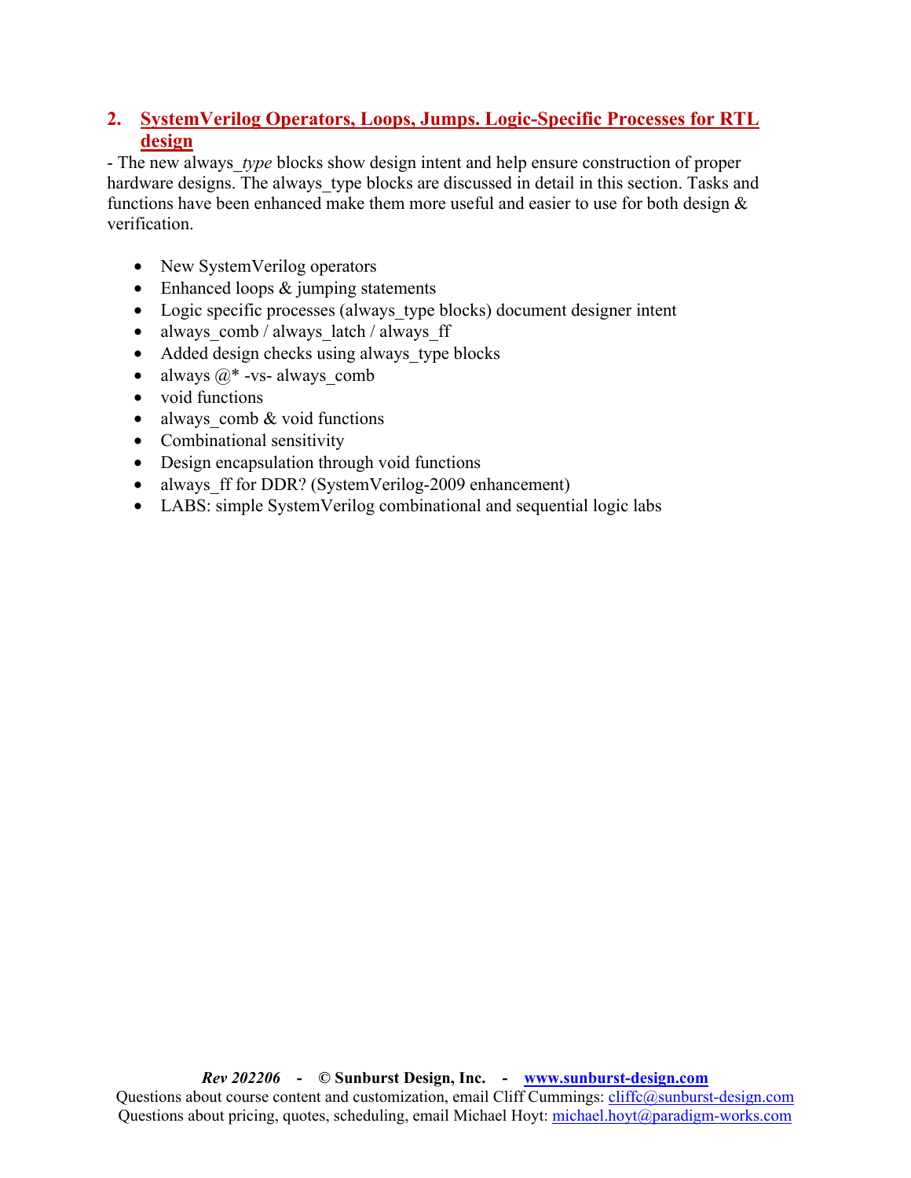## 2. SystemVerilog Operators, Loops, Jumps. Logic-Specific Processes for RTL design

- The new always_*type* blocks show design intent and help ensure construction of proper hardware designs. The always_type blocks are discussed in detail in this section. Tasks and functions have been enhanced make them more useful and easier to use for both design & verification.

- New SystemVerilog operators
- Enhanced loops & jumping statements
- Logic specific processes (always_type blocks) document designer intent
- always_comb / always_latch / always_ff
- Added design checks using always_type blocks
- always @* -vs- always_comb
- void functions
- always_comb & void functions
- Combinational sensitivity
- Design encapsulation through void functions
- always_ff for DDR? (SystemVerilog-2009 enhancement)
- LABS: simple SystemVerilog combinational and sequential logic labs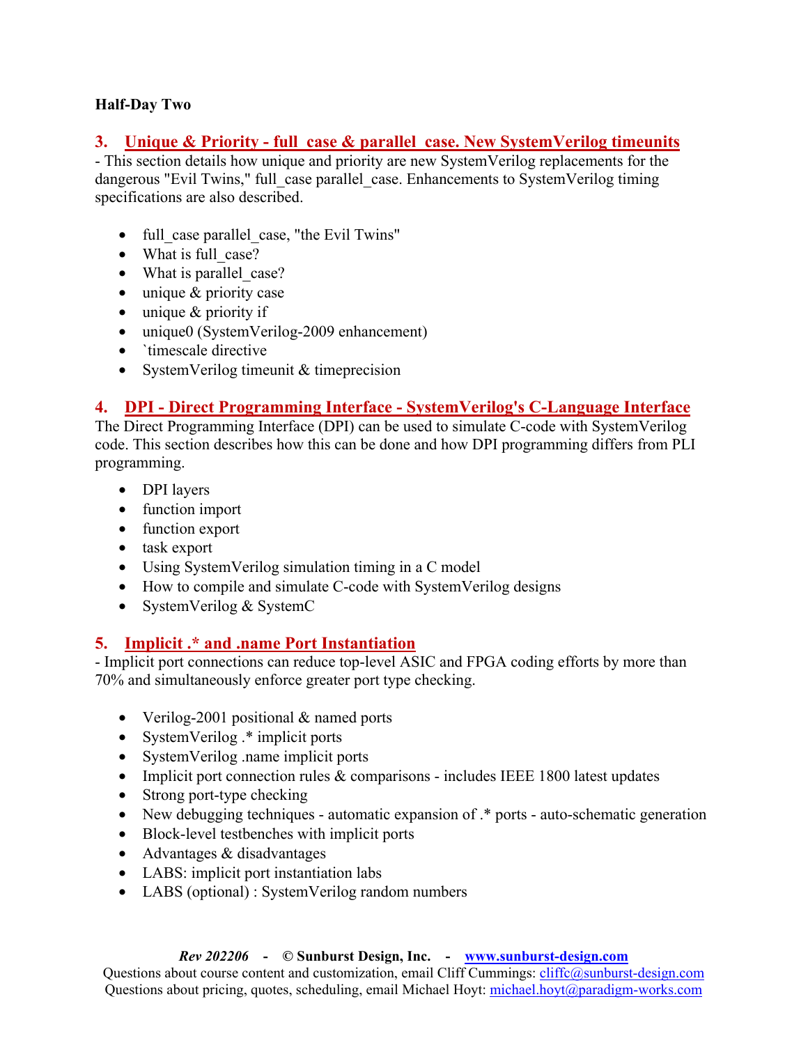**Half-Day Two**

## 3. Unique & Priority - full_case & parallel_case. New SystemVerilog timeunits

- This section details how unique and priority are new SystemVerilog replacements for the dangerous "Evil Twins," full_case parallel_case. Enhancements to SystemVerilog timing specifications are also described.

- full_case parallel_case, "the Evil Twins"
- What is full_case?
- What is parallel_case?
- unique & priority case
- unique & priority if
- unique0 (SystemVerilog-2009 enhancement)
- `timescale directive
- SystemVerilog timeunit & timeprecision

## 4. DPI - Direct Programming Interface - SystemVerilog's C-Language Interface

The Direct Programming Interface (DPI) can be used to simulate C-code with SystemVerilog code. This section describes how this can be done and how DPI programming differs from PLI programming.

- DPI layers
- function import
- function export
- task export
- Using SystemVerilog simulation timing in a C model
- How to compile and simulate C-code with SystemVerilog designs
- SystemVerilog & SystemC

## 5. Implicit .* and .name Port Instantiation

- Implicit port connections can reduce top-level ASIC and FPGA coding efforts by more than 70% and simultaneously enforce greater port type checking.

- Verilog-2001 positional & named ports
- SystemVerilog .* implicit ports
- SystemVerilog .name implicit ports
- Implicit port connection rules & comparisons - includes IEEE 1800 latest updates
- Strong port-type checking
- New debugging techniques - automatic expansion of .* ports - auto-schematic generation
- Block-level testbenches with implicit ports
- Advantages & disadvantages
- LABS: implicit port instantiation labs
- LABS (optional) : SystemVerilog random numbers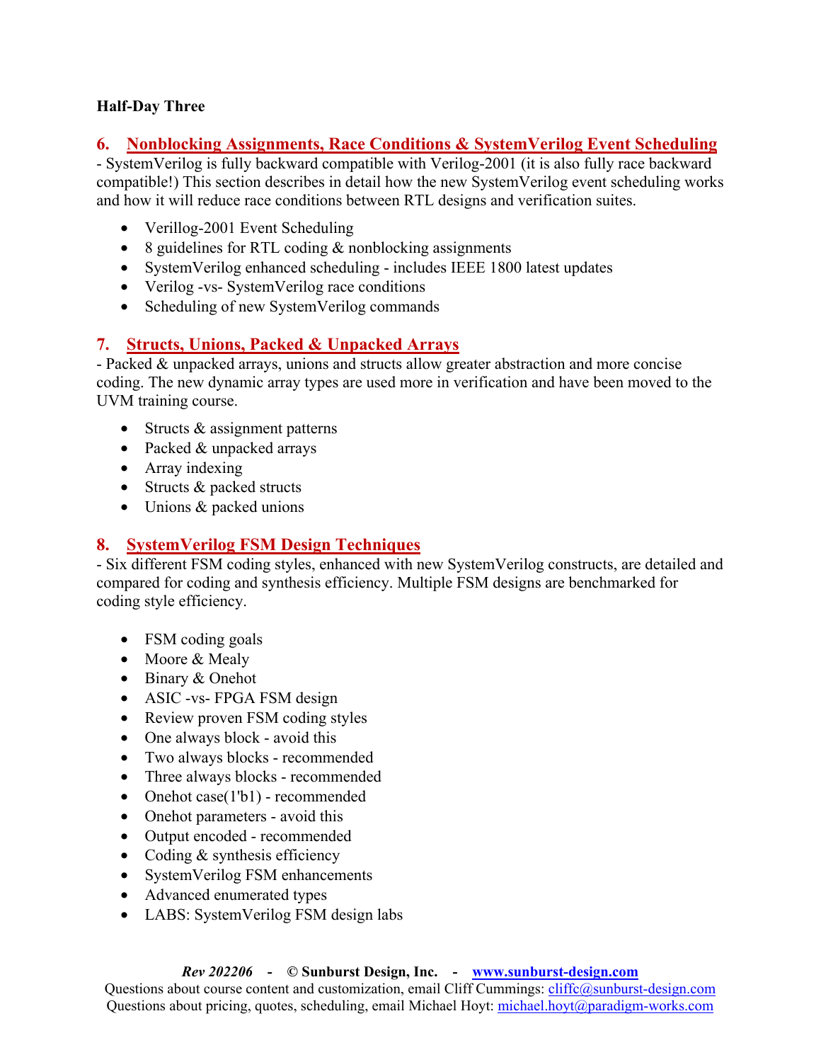**Half-Day Three**

## 6. Nonblocking Assignments, Race Conditions & SystemVerilog Event Scheduling

- SystemVerilog is fully backward compatible with Verilog-2001 (it is also fully race backward compatible!) This section describes in detail how the new SystemVerilog event scheduling works and how it will reduce race conditions between RTL designs and verification suites.

- Verillog-2001 Event Scheduling
- 8 guidelines for RTL coding & nonblocking assignments
- SystemVerilog enhanced scheduling - includes IEEE 1800 latest updates
- Verilog -vs- SystemVerilog race conditions
- Scheduling of new SystemVerilog commands

## 7. Structs, Unions, Packed & Unpacked Arrays

- Packed & unpacked arrays, unions and structs allow greater abstraction and more concise coding. The new dynamic array types are used more in verification and have been moved to the UVM training course.

- Structs & assignment patterns
- Packed & unpacked arrays
- Array indexing
- Structs & packed structs
- Unions & packed unions

## 8. SystemVerilog FSM Design Techniques

- Six different FSM coding styles, enhanced with new SystemVerilog constructs, are detailed and compared for coding and synthesis efficiency. Multiple FSM designs are benchmarked for coding style efficiency.

- FSM coding goals
- Moore & Mealy
- Binary & Onehot
- ASIC -vs- FPGA FSM design
- Review proven FSM coding styles
- One always block - avoid this
- Two always blocks - recommended
- Three always blocks - recommended
- Onehot case(1'b1) - recommended
- Onehot parameters - avoid this
- Output encoded - recommended
- Coding & synthesis efficiency
- SystemVerilog FSM enhancements
- Advanced enumerated types
- LABS: SystemVerilog FSM design labs

***Rev 202206* - © Sunburst Design, Inc. - www.sunburst-design.com**
Questions about course content and customization, email Cliff Cummings: cliffc@sunburst-design.com
Questions about pricing, quotes, scheduling, email Michael Hoyt: michael.hoyt@paradigm-works.com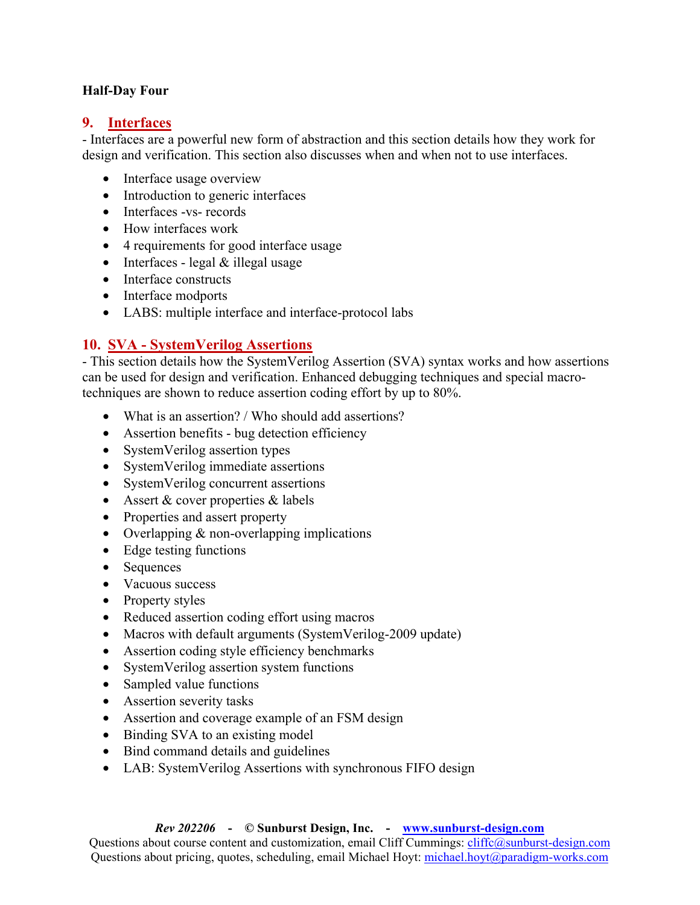**Half-Day Four**

## 9. Interfaces

- Interfaces are a powerful new form of abstraction and this section details how they work for design and verification. This section also discusses when and when not to use interfaces.

- Interface usage overview
- Introduction to generic interfaces
- Interfaces -vs- records
- How interfaces work
- 4 requirements for good interface usage
- Interfaces - legal & illegal usage
- Interface constructs
- Interface modports
- LABS: multiple interface and interface-protocol labs

## 10. SVA - SystemVerilog Assertions

- This section details how the SystemVerilog Assertion (SVA) syntax works and how assertions can be used for design and verification. Enhanced debugging techniques and special macro-techniques are shown to reduce assertion coding effort by up to 80%.

- What is an assertion? / Who should add assertions?
- Assertion benefits - bug detection efficiency
- SystemVerilog assertion types
- SystemVerilog immediate assertions
- SystemVerilog concurrent assertions
- Assert & cover properties & labels
- Properties and assert property
- Overlapping & non-overlapping implications
- Edge testing functions
- Sequences
- Vacuous success
- Property styles
- Reduced assertion coding effort using macros
- Macros with default arguments (SystemVerilog-2009 update)
- Assertion coding style efficiency benchmarks
- SystemVerilog assertion system functions
- Sampled value functions
- Assertion severity tasks
- Assertion and coverage example of an FSM design
- Binding SVA to an existing model
- Bind command details and guidelines
- LAB: SystemVerilog Assertions with synchronous FIFO design

***Rev 202206*** **- © Sunburst Design, Inc. - www.sunburst-design.com**
Questions about course content and customization, email Cliff Cummings: cliffc@sunburst-design.com
Questions about pricing, quotes, scheduling, email Michael Hoyt: michael.hoyt@paradigm-works.com